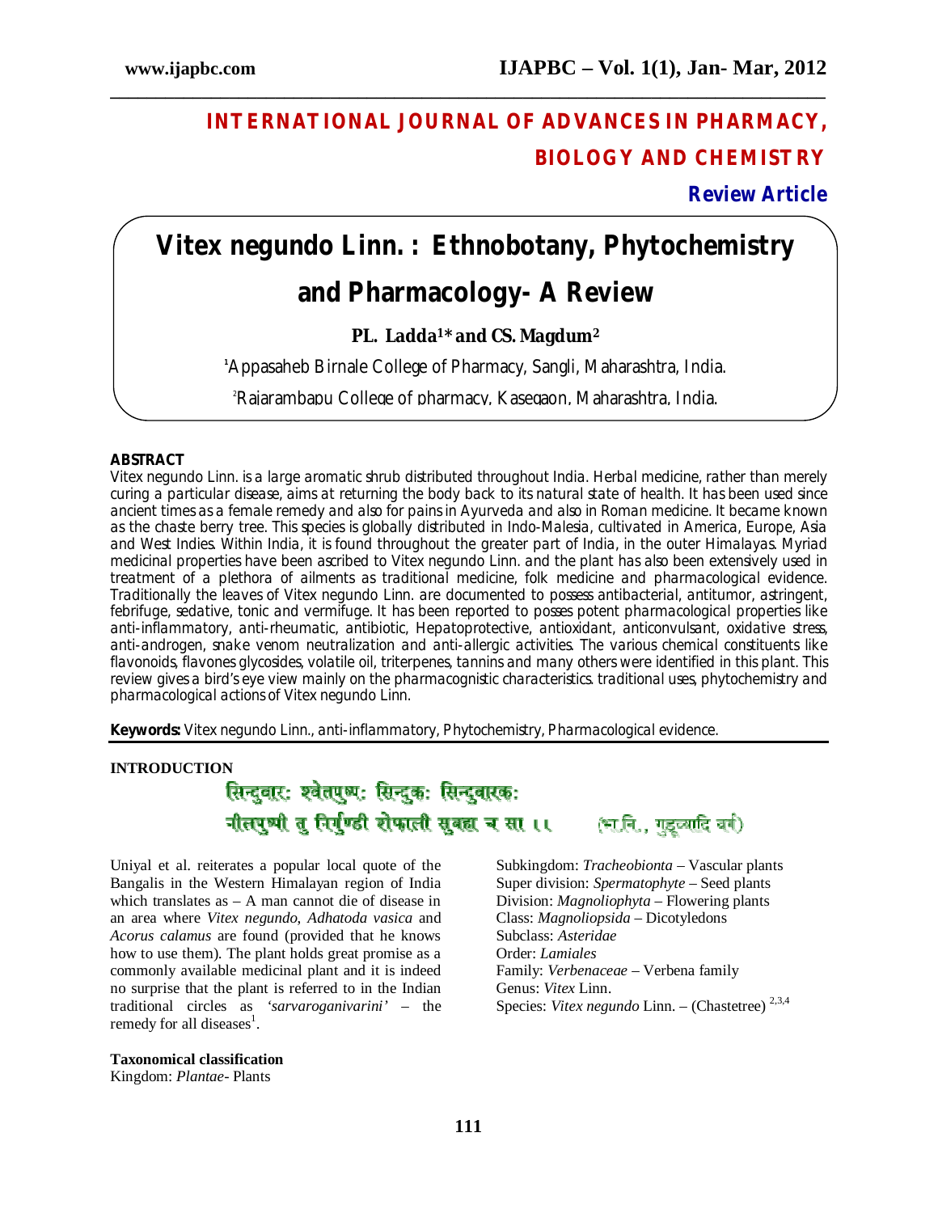# INTERNATIONAL JOURNAL OF ADVANCES IN PHARMACY, BIOLOGY AND CHEMISTRY

**Review Article**

# Vitex negundo Linn. : Ethnobotany, Phytochemistry and Pharmacology- A Review

**PL. Ladda[1]* and CS. Magdum[2]**

[1]Appasaheb Birnale College of Pharmacy, Sangli, Maharashtra, India.

[2]Rajarambapu College of pharmacy, Kasegaon, Maharashtra, India.

## ABSTRACT

Vitex negundo Linn. is a large aromatic shrub distributed throughout India. Herbal medicine, rather than merely curing a particular disease, aims at returning the body back to its natural state of health. It has been used since ancient times as a female remedy and also for pains in Ayurveda and also in Roman medicine. It became known as the chaste berry tree. This species is globally distributed in Indo-Malesia, cultivated in America, Europe, Asia and West Indies. Within India, it is found throughout the greater part of India, in the outer Himalayas. Myriad medicinal properties have been ascribed to Vitex negundo Linn. and the plant has also been extensively used in treatment of a plethora of ailments as traditional medicine, folk medicine and pharmacological evidence. Traditionally the leaves of Vitex negundo Linn. are documented to possess antibacterial, antitumor, astringent, febrifuge, sedative, tonic and vermifuge. It has been reported to posses potent pharmacological properties like anti-inflammatory, anti-rheumatic, antibiotic, Hepatoprotective, antioxidant, anticonvulsant, oxidative stress, anti-androgen, snake venom neutralization and anti-allergic activities. The various chemical constituents like flavonoids, flavones glycosides, volatile oil, triterpenes, tannins and many others were identified in this plant. This review gives a bird's eye view mainly on the pharmacognistic characteristics. traditional uses, phytochemistry and pharmacological actions of Vitex negundo Linn.

**Keywords:** Vitex negundo Linn., anti-inflammatory, Phytochemistry, Pharmacological evidence.

## INTRODUCTION

सिन्दुवार: श्वेतपुष्प: सिन्दुक: सिन्दुवारक:
नीलपुष्पी तु निर्गुण्डी शेफाली सुवहा च सा ।। (भा.नि., गुडूच्यादि वर्ग)

Uniyal et al. reiterates a popular local quote of the Bangalis in the Western Himalayan region of India which translates as – A man cannot die of disease in an area where *Vitex negundo*, *Adhatoda vasica* and *Acorus calamus* are found (provided that he knows how to use them). The plant holds great promise as a commonly available medicinal plant and it is indeed no surprise that the plant is referred to in the Indian traditional circles as *'sarvaroganivarini'* – the remedy for all diseases[1].

### Taxonomical classification

Kingdom: *Plantae*- Plants
Subkingdom: *Tracheobionta* – Vascular plants
Super division: *Spermatophyte* – Seed plants
Division: *Magnoliophyta* – Flowering plants
Class: *Magnoliopsida* – Dicotyledons
Subclass: *Asteridae*
Order: *Lamiales*
Family: *Verbenaceae* – Verbena family
Genus: *Vitex* Linn.
Species: *Vitex negundo* Linn. – (Chastetree) [2,3,4]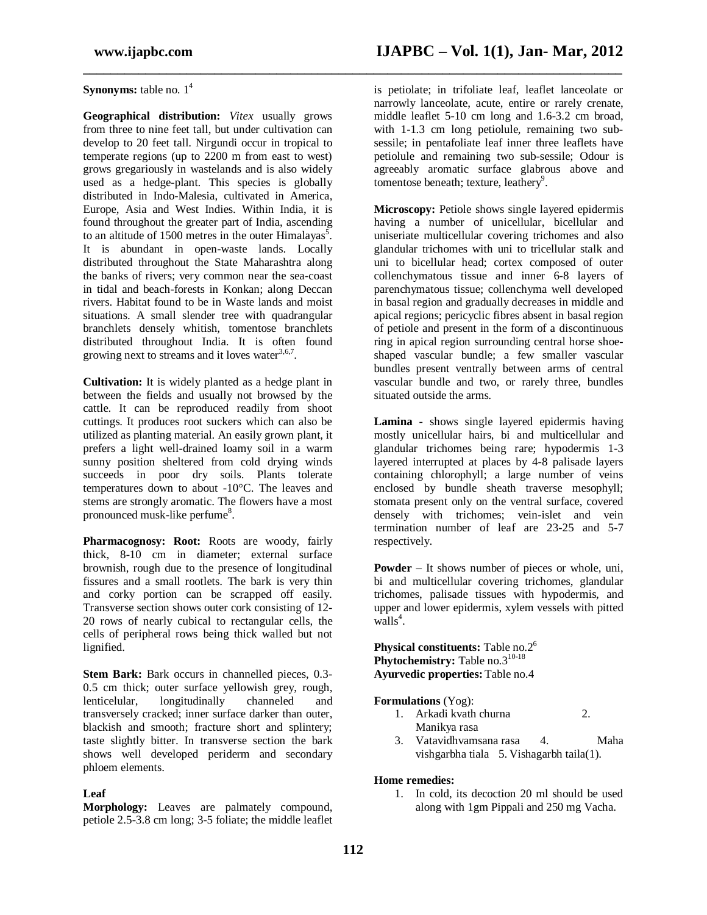**Synonyms:** table no. 1[4]

**Geographical distribution:** *Vitex* usually grows from three to nine feet tall, but under cultivation can develop to 20 feet tall. Nirgundi occur in tropical to temperate regions (up to 2200 m from east to west) grows gregariously in wastelands and is also widely used as a hedge-plant. This species is globally distributed in Indo-Malesia, cultivated in America, Europe, Asia and West Indies. Within India, it is found throughout the greater part of India, ascending to an altitude of 1500 metres in the outer Himalayas[5]. It is abundant in open-waste lands. Locally distributed throughout the State Maharashtra along the banks of rivers; very common near the sea-coast in tidal and beach-forests in Konkan; along Deccan rivers. Habitat found to be in Waste lands and moist situations. A small slender tree with quadrangular branchlets densely whitish, tomentose branchlets distributed throughout India. It is often found growing next to streams and it loves water[3,6,7].

**Cultivation:** It is widely planted as a hedge plant in between the fields and usually not browsed by the cattle. It can be reproduced readily from shoot cuttings. It produces root suckers which can also be utilized as planting material. An easily grown plant, it prefers a light well-drained loamy soil in a warm sunny position sheltered from cold drying winds succeeds in poor dry soils. Plants tolerate temperatures down to about -10°C. The leaves and stems are strongly aromatic. The flowers have a most pronounced musk-like perfume[8].

**Pharmacognosy: Root:** Roots are woody, fairly thick, 8-10 cm in diameter; external surface brownish, rough due to the presence of longitudinal fissures and a small rootlets. The bark is very thin and corky portion can be scrapped off easily. Transverse section shows outer cork consisting of 12-20 rows of nearly cubical to rectangular cells, the cells of peripheral rows being thick walled but not lignified.

**Stem Bark:** Bark occurs in channelled pieces, 0.3-0.5 cm thick; outer surface yellowish grey, rough, lenticelular, longitudinally channeled and transversely cracked; inner surface darker than outer, blackish and smooth; fracture short and splintery; taste slightly bitter. In transverse section the bark shows well developed periderm and secondary phloem elements.

**Leaf**

**Morphology:** Leaves are palmately compound, petiole 2.5-3.8 cm long; 3-5 foliate; the middle leaflet is petiolate; in trifoliate leaf, leaflet lanceolate or narrowly lanceolate, acute, entire or rarely crenate, middle leaflet 5-10 cm long and 1.6-3.2 cm broad, with 1-1.3 cm long petiolule, remaining two sub-sessile; in pentafoliate leaf inner three leaflets have petiolule and remaining two sub-sessile; Odour is agreeably aromatic surface glabrous above and tomentose beneath; texture, leathery[9].

**Microscopy:** Petiole shows single layered epidermis having a number of unicellular, bicellular and uniseriate multicellular covering trichomes and also glandular trichomes with uni to tricellular stalk and uni to bicellular head; cortex composed of outer collenchymatous tissue and inner 6-8 layers of parenchymatous tissue; collenchyma well developed in basal region and gradually decreases in middle and apical regions; pericyclic fibres absent in basal region of petiole and present in the form of a discontinuous ring in apical region surrounding central horse shoe-shaped vascular bundle; a few smaller vascular bundles present ventrally between arms of central vascular bundle and two, or rarely three, bundles situated outside the arms.

**Lamina** - shows single layered epidermis having mostly unicellular hairs, bi and multicellular and glandular trichomes being rare; hypodermis 1-3 layered interrupted at places by 4-8 palisade layers containing chlorophyll; a large number of veins enclosed by bundle sheath traverse mesophyll; stomata present only on the ventral surface, covered densely with trichomes; vein-islet and vein termination number of leaf are 23-25 and 5-7 respectively.

**Powder** – It shows number of pieces or whole, uni, bi and multicellular covering trichomes, glandular trichomes, palisade tissues with hypodermis, and upper and lower epidermis, xylem vessels with pitted walls[4].

**Physical constituents:** Table no.2[6]
**Phytochemistry:** Table no.3[10-18]
**Ayurvedic properties:** Table no.4

**Formulations** (Yog):

1. Arkadi kvath churna
2. Manikya rasa
3. Vatavidhvamsana rasa
4. Maha vishgarbha tiala
5. Vishagarbh taila(1).

**Home remedies:**

1. In cold, its decoction 20 ml should be used along with 1gm Pippali and 250 mg Vacha.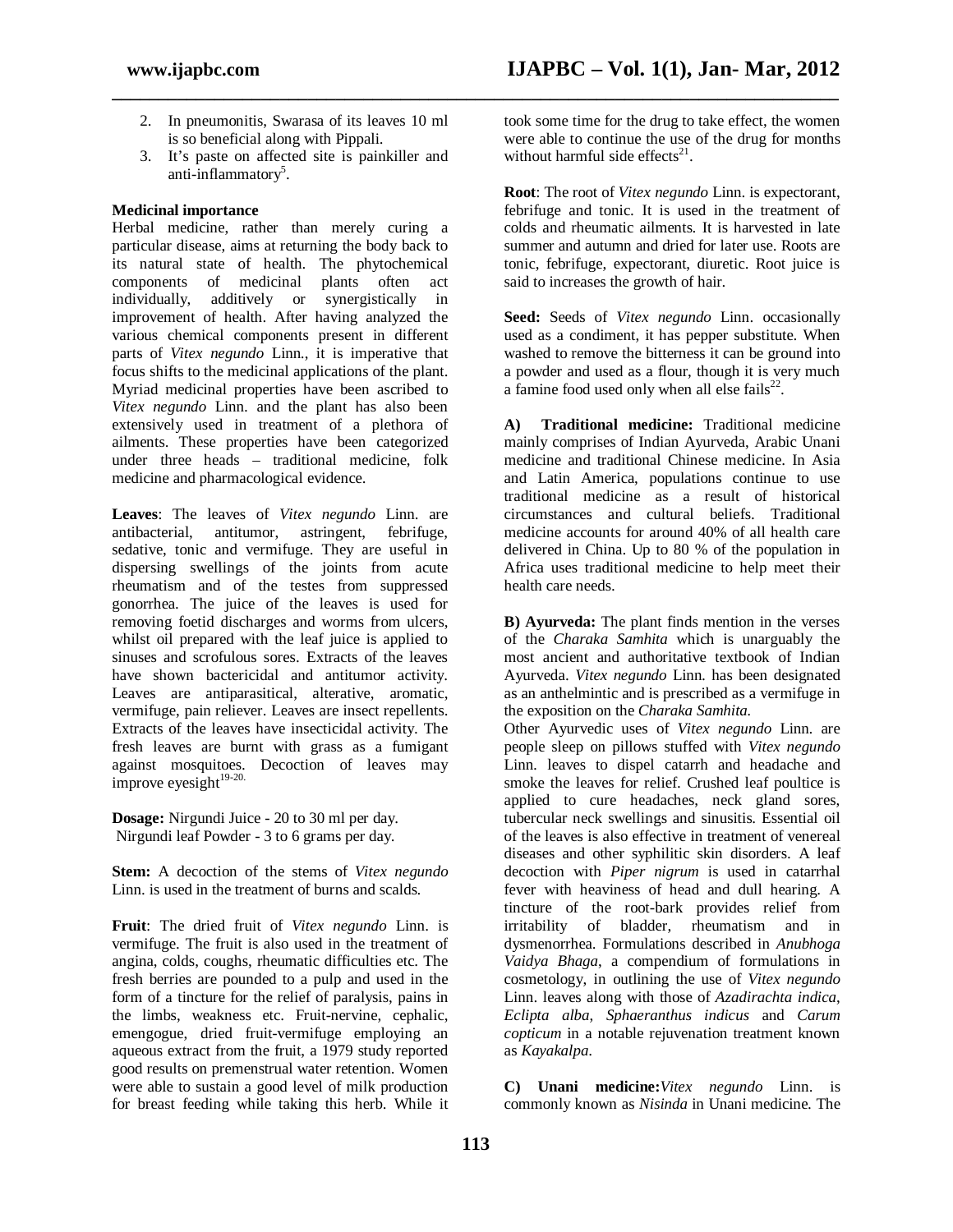2. In pneumonitis, Swarasa of its leaves 10 ml is so beneficial along with Pippali.
3. It's paste on affected site is painkiller and anti-inflammatory[5].

**Medicinal importance**

Herbal medicine, rather than merely curing a particular disease, aims at returning the body back to its natural state of health. The phytochemical components of medicinal plants often act individually, additively or synergistically in improvement of health. After having analyzed the various chemical components present in different parts of *Vitex negundo* Linn., it is imperative that focus shifts to the medicinal applications of the plant. Myriad medicinal properties have been ascribed to *Vitex negundo* Linn. and the plant has also been extensively used in treatment of a plethora of ailments. These properties have been categorized under three heads – traditional medicine, folk medicine and pharmacological evidence.

**Leaves**: The leaves of *Vitex negundo* Linn. are antibacterial, antitumor, astringent, febrifuge, sedative, tonic and vermifuge. They are useful in dispersing swellings of the joints from acute rheumatism and of the testes from suppressed gonorrhea. The juice of the leaves is used for removing foetid discharges and worms from ulcers, whilst oil prepared with the leaf juice is applied to sinuses and scrofulous sores. Extracts of the leaves have shown bactericidal and antitumor activity. Leaves are antiparasitical, alterative, aromatic, vermifuge, pain reliever. Leaves are insect repellents. Extracts of the leaves have insecticidal activity. The fresh leaves are burnt with grass as a fumigant against mosquitoes. Decoction of leaves may improve eyesight[19-20].

**Dosage:** Nirgundi Juice - 20 to 30 ml per day.
Nirgundi leaf Powder - 3 to 6 grams per day.

**Stem:** A decoction of the stems of *Vitex negundo* Linn. is used in the treatment of burns and scalds.

**Fruit**: The dried fruit of *Vitex negundo* Linn. is vermifuge. The fruit is also used in the treatment of angina, colds, coughs, rheumatic difficulties etc. The fresh berries are pounded to a pulp and used in the form of a tincture for the relief of paralysis, pains in the limbs, weakness etc. Fruit-nervine, cephalic, emengogue, dried fruit-vermifuge employing an aqueous extract from the fruit, a 1979 study reported good results on premenstrual water retention. Women were able to sustain a good level of milk production for breast feeding while taking this herb. While it took some time for the drug to take effect, the women were able to continue the use of the drug for months without harmful side effects[21].

**Root**: The root of *Vitex negundo* Linn. is expectorant, febrifuge and tonic. It is used in the treatment of colds and rheumatic ailments. It is harvested in late summer and autumn and dried for later use. Roots are tonic, febrifuge, expectorant, diuretic. Root juice is said to increases the growth of hair.

**Seed:** Seeds of *Vitex negundo* Linn. occasionally used as a condiment, it has pepper substitute. When washed to remove the bitterness it can be ground into a powder and used as a flour, though it is very much a famine food used only when all else fails[22].

**A) Traditional medicine:** Traditional medicine mainly comprises of Indian Ayurveda, Arabic Unani medicine and traditional Chinese medicine. In Asia and Latin America, populations continue to use traditional medicine as a result of historical circumstances and cultural beliefs. Traditional medicine accounts for around 40% of all health care delivered in China. Up to 80 % of the population in Africa uses traditional medicine to help meet their health care needs.

**B) Ayurveda:** The plant finds mention in the verses of the *Charaka Samhita* which is unarguably the most ancient and authoritative textbook of Indian Ayurveda. *Vitex negundo* Linn. has been designated as an anthelmintic and is prescribed as a vermifuge in the exposition on the *Charaka Samhita.*

Other Ayurvedic uses of *Vitex negundo* Linn. are people sleep on pillows stuffed with *Vitex negundo* Linn. leaves to dispel catarrh and headache and smoke the leaves for relief. Crushed leaf poultice is applied to cure headaches, neck gland sores, tubercular neck swellings and sinusitis. Essential oil of the leaves is also effective in treatment of venereal diseases and other syphilitic skin disorders. A leaf decoction with *Piper nigrum* is used in catarrhal fever with heaviness of head and dull hearing. A tincture of the root-bark provides relief from irritability of bladder, rheumatism and in dysmenorrhea. Formulations described in *Anubhoga Vaidya Bhaga*, a compendium of formulations in cosmetology, in outlining the use of *Vitex negundo* Linn. leaves along with those of *Azadirachta indica*, *Eclipta alba*, *Sphaeranthus indicus* and *Carum copticum* in a notable rejuvenation treatment known as *Kayakalpa.*

**C) Unani medicine:** *Vitex negundo* Linn. is commonly known as *Nisinda* in Unani medicine. The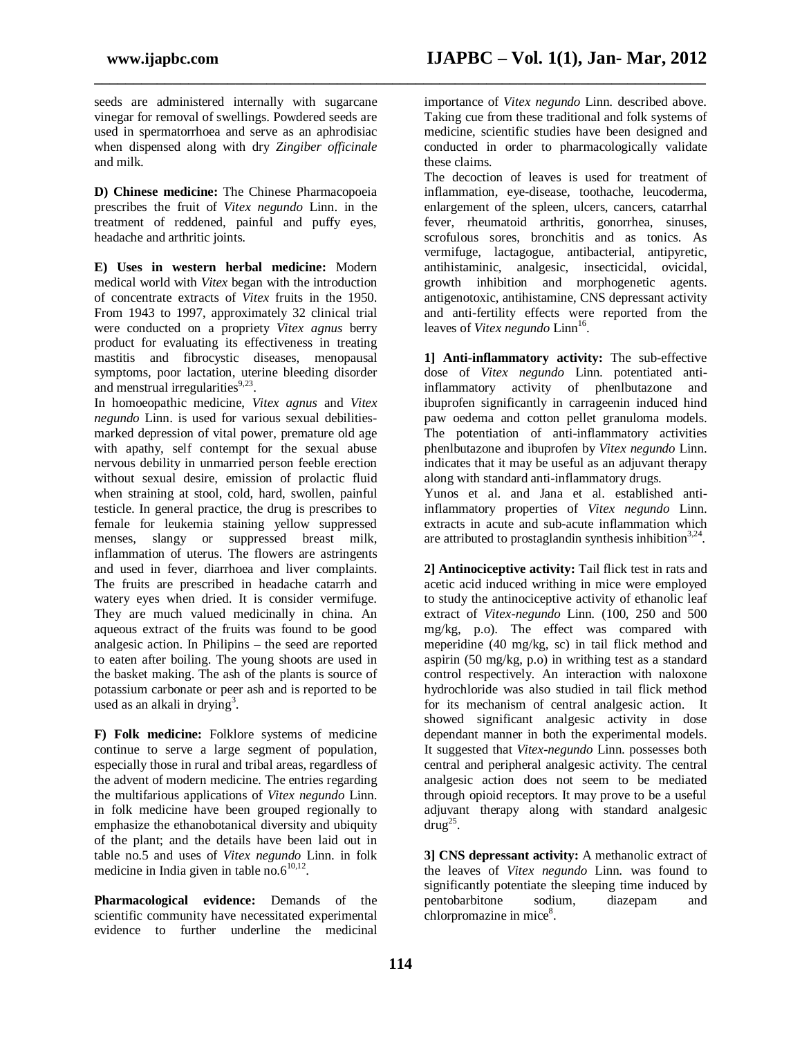seeds are administered internally with sugarcane vinegar for removal of swellings. Powdered seeds are used in spermatorrhoea and serve as an aphrodisiac when dispensed along with dry *Zingiber officinale* and milk.

**D) Chinese medicine:** The Chinese Pharmacopoeia prescribes the fruit of *Vitex negundo* Linn. in the treatment of reddened, painful and puffy eyes, headache and arthritic joints.

**E) Uses in western herbal medicine:** Modern medical world with *Vitex* began with the introduction of concentrate extracts of *Vitex* fruits in the 1950. From 1943 to 1997, approximately 32 clinical trial were conducted on a propriety *Vitex agnus* berry product for evaluating its effectiveness in treating mastitis and fibrocystic diseases, menopausal symptoms, poor lactation, uterine bleeding disorder and menstrual irregularities[9,23].

In homoeopathic medicine, *Vitex agnus* and *Vitex negundo* Linn. is used for various sexual debilities- marked depression of vital power, premature old age with apathy, self contempt for the sexual abuse nervous debility in unmarried person feeble erection without sexual desire, emission of prolactic fluid when straining at stool, cold, hard, swollen, painful testicle. In general practice, the drug is prescribes to female for leukemia staining yellow suppressed menses, slangy or suppressed breast milk, inflammation of uterus. The flowers are astringents and used in fever, diarrhoea and liver complaints. The fruits are prescribed in headache catarrh and watery eyes when dried. It is consider vermifuge. They are much valued medicinally in china. An aqueous extract of the fruits was found to be good analgesic action. In Philipins – the seed are reported to eaten after boiling. The young shoots are used in the basket making. The ash of the plants is source of potassium carbonate or peer ash and is reported to be used as an alkali in drying[3].

**F) Folk medicine:** Folklore systems of medicine continue to serve a large segment of population, especially those in rural and tribal areas, regardless of the advent of modern medicine. The entries regarding the multifarious applications of *Vitex negundo* Linn. in folk medicine have been grouped regionally to emphasize the ethanobotanical diversity and ubiquity of the plant; and the details have been laid out in table no.5 and uses of *Vitex negundo* Linn. in folk medicine in India given in table no.6[10,12].

**Pharmacological evidence:** Demands of the scientific community have necessitated experimental evidence to further underline the medicinal importance of *Vitex negundo* Linn. described above. Taking cue from these traditional and folk systems of medicine, scientific studies have been designed and conducted in order to pharmacologically validate these claims.

The decoction of leaves is used for treatment of inflammation, eye-disease, toothache, leucoderma, enlargement of the spleen, ulcers, cancers, catarrhal fever, rheumatoid arthritis, gonorrhea, sinuses, scrofulous sores, bronchitis and as tonics. As vermifuge, lactagogue, antibacterial, antipyretic, antihistaminic, analgesic, insecticidal, ovicidal, growth inhibition and morphogenetic agents. antigenotoxic, antihistamine, CNS depressant activity and anti-fertility effects were reported from the leaves of *Vitex negundo* Linn[16].

**1] Anti-inflammatory activity:** The sub-effective dose of *Vitex negundo* Linn. potentiated anti-inflammatory activity of phenlbutazone and ibuprofen significantly in carrageenin induced hind paw oedema and cotton pellet granuloma models. The potentiation of anti-inflammatory activities phenlbutazone and ibuprofen by *Vitex negundo* Linn. indicates that it may be useful as an adjuvant therapy along with standard anti-inflammatory drugs.

Yunos et al. and Jana et al. established anti-inflammatory properties of *Vitex negundo* Linn. extracts in acute and sub-acute inflammation which are attributed to prostaglandin synthesis inhibition[3,24].

**2] Antinociceptive activity:** Tail flick test in rats and acetic acid induced writhing in mice were employed to study the antinociceptive activity of ethanolic leaf extract of *Vitex-negundo* Linn. (100, 250 and 500 mg/kg, p.o). The effect was compared with meperidine (40 mg/kg, sc) in tail flick method and aspirin (50 mg/kg, p.o) in writhing test as a standard control respectively. An interaction with naloxone hydrochloride was also studied in tail flick method for its mechanism of central analgesic action. It showed significant analgesic activity in dose dependant manner in both the experimental models. It suggested that *Vitex-negundo* Linn. possesses both central and peripheral analgesic activity. The central analgesic action does not seem to be mediated through opioid receptors. It may prove to be a useful adjuvant therapy along with standard analgesic drug[25].

**3] CNS depressant activity:** A methanolic extract of the leaves of *Vitex negundo* Linn. was found to significantly potentiate the sleeping time induced by pentobarbitone sodium, diazepam and chlorpromazine in mice[8].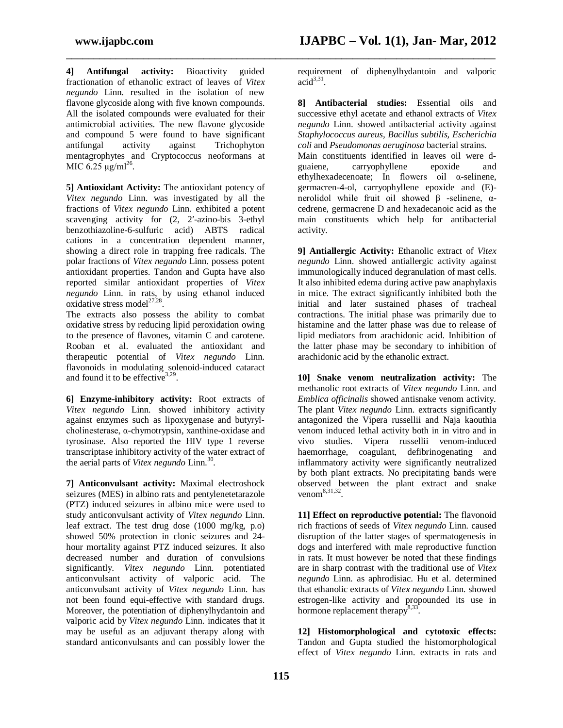**4] Antifungal activity:** Bioactivity guided fractionation of ethanolic extract of leaves of *Vitex negundo* Linn. resulted in the isolation of new flavone glycoside along with five known compounds. All the isolated compounds were evaluated for their antimicrobial activities. The new flavone glycoside and compound 5 were found to have significant antifungal activity against Trichophyton mentagrophytes and Cryptococcus neoformans at MIC 6.25 μg/ml[26].

**5] Antioxidant Activity:** The antioxidant potency of *Vitex negundo* Linn. was investigated by all the fractions of *Vitex negundo* Linn. exhibited a potent scavenging activity for (2, 2′-azino-bis 3-ethyl benzothiazoline-6-sulfuric acid) ABTS radical cations in a concentration dependent manner, showing a direct role in trapping free radicals. The polar fractions of *Vitex negundo* Linn. possess potent antioxidant properties. Tandon and Gupta have also reported similar antioxidant properties of *Vitex negundo* Linn. in rats, by using ethanol induced oxidative stress model[27,28].

The extracts also possess the ability to combat oxidative stress by reducing lipid peroxidation owing to the presence of flavones, vitamin C and carotene. Rooban et al. evaluated the antioxidant and therapeutic potential of *Vitex negundo* Linn. flavonoids in modulating solenoid-induced cataract and found it to be effective[3,29].

**6] Enzyme-inhibitory activity:** Root extracts of *Vitex negundo* Linn. showed inhibitory activity against enzymes such as lipoxygenase and butyryl-cholinesterase, α-chymotrypsin, xanthine-oxidase and tyrosinase. Also reported the HIV type 1 reverse transcriptase inhibitory activity of the water extract of the aerial parts of *Vitex negundo* Linn.[30].

**7] Anticonvulsant activity:** Maximal electroshock seizures (MES) in albino rats and pentylenetetarazole (PTZ) induced seizures in albino mice were used to study anticonvulsant activity of *Vitex negundo* Linn. leaf extract. The test drug dose (1000 mg/kg, p.o) showed 50% protection in clonic seizures and 24-hour mortality against PTZ induced seizures. It also decreased number and duration of convulsions significantly. *Vitex negundo* Linn. potentiated anticonvulsant activity of valporic acid. The anticonvulsant activity of *Vitex negundo* Linn. has not been found equi-effective with standard drugs. Moreover, the potentiation of diphenylhydantoin and valporic acid by *Vitex negundo* Linn. indicates that it may be useful as an adjuvant therapy along with standard anticonvulsants and can possibly lower the requirement of diphenylhydantoin and valporic acid[3,31].

**8] Antibacterial studies:** Essential oils and successive ethyl acetate and ethanol extracts of *Vitex negundo* Linn. showed antibacterial activity against *Staphylococcus aureus, Bacillus subtilis, Escherichia coli* and *Pseudomonas aeruginosa* bacterial strains.
Main constituents identified in leaves oil were d-guaiene, carryophyllene epoxide and ethylhexadecenoate; In flowers oil α-selinene, germacren-4-ol, carryophyllene epoxide and (E)-nerolidol while fruit oil showed β -selinene, α-cedrene, germacrene D and hexadecanoic acid as the main constituents which help for antibacterial activity.

**9] Antiallergic Activity:** Ethanolic extract of *Vitex negundo* Linn. showed antiallergic activity against immunologically induced degranulation of mast cells. It also inhibited edema during active paw anaphylaxis in mice. The extract significantly inhibited both the initial and later sustained phases of tracheal contractions. The initial phase was primarily due to histamine and the latter phase was due to release of lipid mediators from arachidonic acid. Inhibition of the latter phase may be secondary to inhibition of arachidonic acid by the ethanolic extract.

**10] Snake venom neutralization activity:** The methanolic root extracts of *Vitex negundo* Linn. and *Emblica officinalis* showed antisnake venom activity. The plant *Vitex negundo* Linn. extracts significantly antagonized the Vipera russellii and Naja kaouthia venom induced lethal activity both in in vitro and in vivo studies. Vipera russellii venom-induced haemorrhage, coagulant, defibrinogenating and inflammatory activity were significantly neutralized by both plant extracts. No precipitating bands were observed between the plant extract and snake venom[8,31,32].

**11] Effect on reproductive potential:** The flavonoid rich fractions of seeds of *Vitex negundo* Linn. caused disruption of the latter stages of spermatogenesis in dogs and interfered with male reproductive function in rats. It must however be noted that these findings are in sharp contrast with the traditional use of *Vitex negundo* Linn. as aphrodisiac. Hu et al. determined that ethanolic extracts of *Vitex negundo* Linn. showed estrogen-like activity and propounded its use in hormone replacement therapy[8,33].

**12] Histomorphological and cytotoxic effects:** Tandon and Gupta studied the histomorphological effect of *Vitex negundo* Linn. extracts in rats and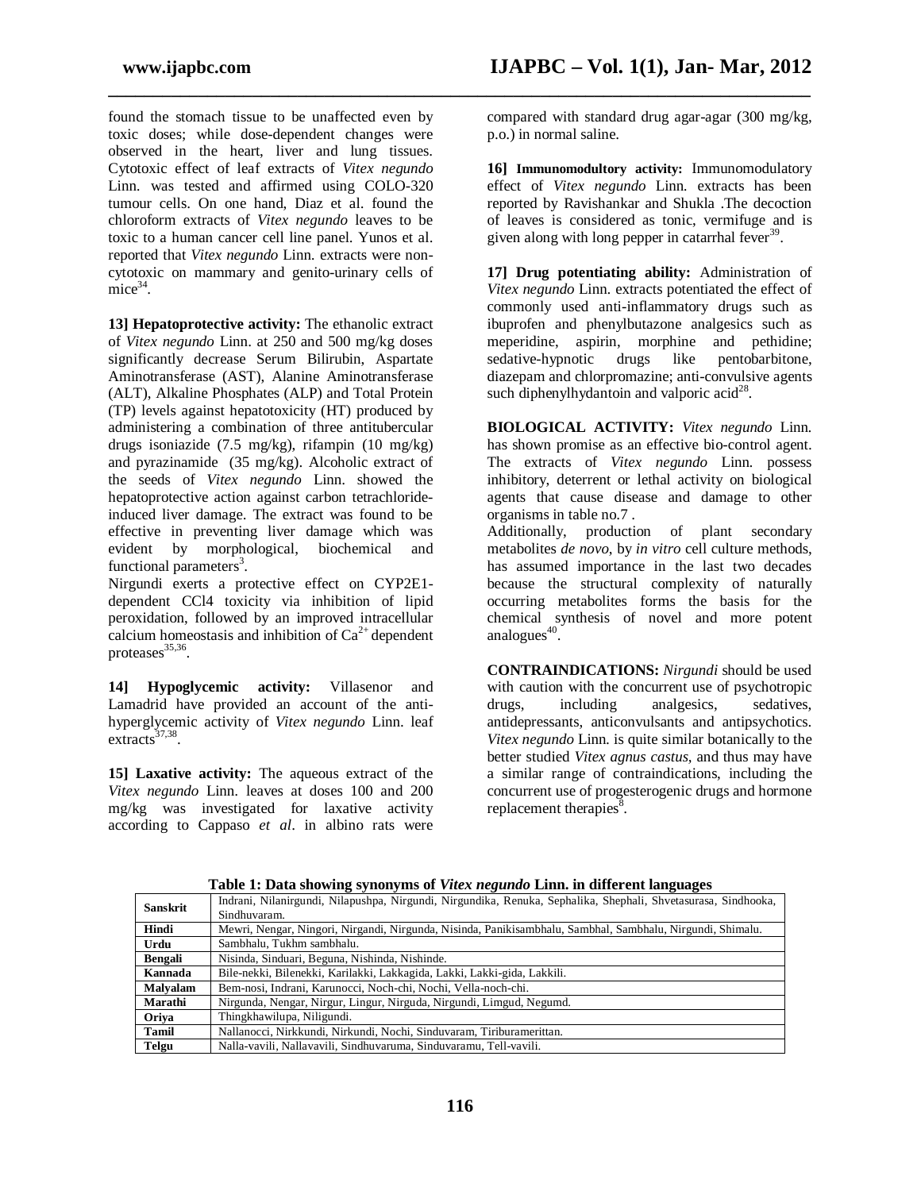found the stomach tissue to be unaffected even by toxic doses; while dose-dependent changes were observed in the heart, liver and lung tissues. Cytotoxic effect of leaf extracts of *Vitex negundo* Linn. was tested and affirmed using COLO-320 tumour cells. On one hand, Diaz et al. found the chloroform extracts of *Vitex negundo* leaves to be toxic to a human cancer cell line panel. Yunos et al. reported that *Vitex negundo* Linn. extracts were non-cytotoxic on mammary and genito-urinary cells of mice[34].

**13] Hepatoprotective activity:** The ethanolic extract of *Vitex negundo* Linn. at 250 and 500 mg/kg doses significantly decrease Serum Bilirubin, Aspartate Aminotransferase (AST), Alanine Aminotransferase (ALT), Alkaline Phosphates (ALP) and Total Protein (TP) levels against hepatotoxicity (HT) produced by administering a combination of three antitubercular drugs isoniazide (7.5 mg/kg), rifampin (10 mg/kg) and pyrazinamide (35 mg/kg). Alcoholic extract of the seeds of *Vitex negundo* Linn. showed the hepatoprotective action against carbon tetrachloride-induced liver damage. The extract was found to be effective in preventing liver damage which was evident by morphological, biochemical and functional parameters[3].

Nirgundi exerts a protective effect on CYP2E1-dependent $CCl_4$ toxicity via inhibition of lipid peroxidation, followed by an improved intracellular calcium homeostasis and inhibition of $Ca^{2+}$ dependent proteases[35,36].

**14] Hypoglycemic activity:** Villasenor and Lamadrid have provided an account of the anti-hyperglycemic activity of *Vitex negundo* Linn. leaf extracts[37,38].

**15] Laxative activity:** The aqueous extract of the *Vitex negundo* Linn. leaves at doses 100 and 200 mg/kg was investigated for laxative activity according to Cappaso *et al*. in albino rats were compared with standard drug agar-agar (300 mg/kg, p.o.) in normal saline.

**16] Immunomodultory activity:** Immunomodulatory effect of *Vitex negundo* Linn. extracts has been reported by Ravishankar and Shukla .The decoction of leaves is considered as tonic, vermifuge and is given along with long pepper in catarrhal fever[39].

**17] Drug potentiating ability:** Administration of *Vitex negundo* Linn. extracts potentiated the effect of commonly used anti-inflammatory drugs such as ibuprofen and phenylbutazone analgesics such as meperidine, aspirin, morphine and pethidine; sedative-hypnotic drugs like pentobarbitone, diazepam and chlorpromazine; anti-convulsive agents such diphenylhydantoin and valporic acid[28].

**BIOLOGICAL ACTIVITY:** *Vitex negundo* Linn. has shown promise as an effective bio-control agent. The extracts of *Vitex negundo* Linn. possess inhibitory, deterrent or lethal activity on biological agents that cause disease and damage to other organisms in table no.7 .

Additionally, production of plant secondary metabolites *de novo*, by *in vitro* cell culture methods, has assumed importance in the last two decades because the structural complexity of naturally occurring metabolites forms the basis for the chemical synthesis of novel and more potent analogues[40].

**CONTRAINDICATIONS:** *Nirgundi* should be used with caution with the concurrent use of psychotropic drugs, including analgesics, sedatives, antidepressants, anticonvulsants and antipsychotics. *Vitex negundo* Linn. is quite similar botanically to the better studied *Vitex agnus castus*, and thus may have a similar range of contraindications, including the concurrent use of progesterogenic drugs and hormone replacement therapies[8].

**Table 1: Data showing synonyms of *Vitex negundo* Linn. in different languages**

| | |
|---|---|
| **Sanskrit** | Indrani, Nilanirgundi, Nilapushpa, Nirgundi, Nirgundika, Renuka, Sephalika, Shephali, Shvetasurasa, Sindhooka, Sindhuvaram. |
| **Hindi** | Mewri, Nengar, Ningori, Nirgandi, Nirgunda, Nisinda, Panikisambhalu, Sambhal, Sambhalu, Nirgundi, Shimalu. |
| **Urdu** | Sambhalu, Tukhm sambhalu. |
| **Bengali** | Nisinda, Sinduari, Beguna, Nishinda, Nishinde. |
| **Kannada** | Bile-nekki, Bilenekki, Karilakki, Lakkagida, Lakki, Lakki-gida, Lakkili. |
| **Malyalam** | Bem-nosi, Indrani, Karunocci, Noch-chi, Nochi, Vella-noch-chi. |
| **Marathi** | Nirgunda, Nengar, Nirgur, Lingur, Nirguda, Nirgundi, Limgud, Negumd. |
| **Oriya** | Thingkhawilupa, Niligundi. |
| **Tamil** | Nallanocci, Nirkkundi, Nirkundi, Nochi, Sinduvaram, Tiriburamerittan. |
| **Telgu** | Nalla-vavili, Nallavavili, Sindhuvaruma, Sinduvaramu, Tell-vavili. |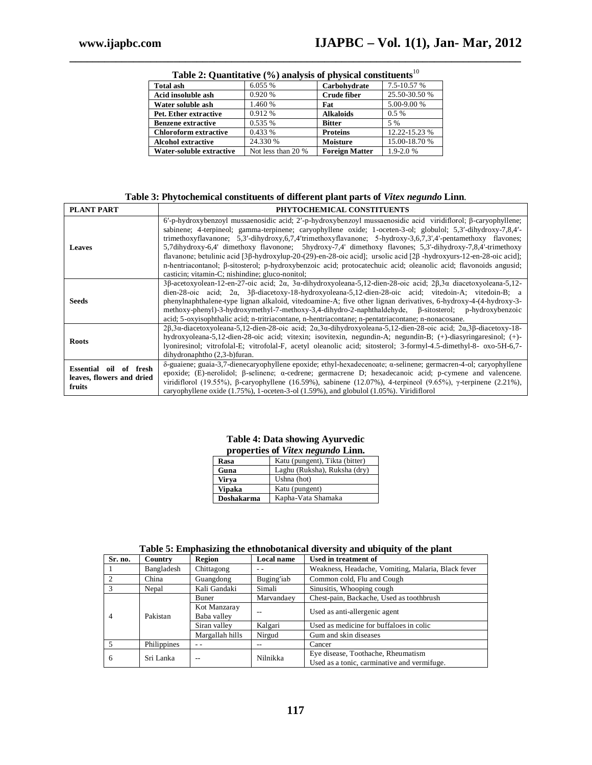**Table 2: Quantitative (%) analysis of physical constituents**[10]

| | | | |
|---|---|---|---|
| **Total ash** | 6.055 % | **Carbohydrate** | 7.5-10.57 % |
| **Acid insoluble ash** | 0.920 % | **Crude fiber** | 25.50-30.50 % |
| **Water soluble ash** | 1.460 % | **Fat** | 5.00-9.00 % |
| **Pet. Ether extractive** | 0.912 % | **Alkaloids** | 0.5 % |
| **Benzene extractive** | 0.535 % | **Bitter** | 5 % |
| **Chloroform extractive** | 0.433 % | **Proteins** | 12.22-15.23 % |
| **Alcohol extractive** | 24.330 % | **Moisture** | 15.00-18.70 % |
| **Water-soluble extractive** | Not less than 20 % | **Foreign Matter** | 1.9-2.0 % |

**Table 3: Phytochemical constituents of different plant parts of *Vitex negundo* Linn.**

| PLANT PART | PHYTOCHEMICAL CONSTITUENTS |
|---|---|
| **Leaves** | 6′-p-hydroxybenzoyl mussaenosidic acid; 2′-p-hydroxybenzoyl mussaenosidic acid viridiflorol; β-caryophyllene; sabinene; 4-terpineol; gamma-terpinene; caryophyllene oxide; 1-oceten-3-ol; globulol; 5,3′-dihydroxy-7,8,4′-trimethoxyflavanone; 5,3′-dihydroxy,6,7,4′trimethoxyflavanone; 5-hydroxy-3,6,7,3',4'-pentamethoxy flavones; 5,7dihydroxy-6,4' dimethoxy flavonone; 5hydroxy-7,4' dimethoxy flavones; 5,3'-dihydroxy-7,8,4'-trimethoxy flavanone; betulinic acid [3β-hydroxylup-20-(29)-en-28-oic acid]; ursolic acid [2β -hydroxyurs-12-en-28-oic acid]; n-hentriacontanol; β-sitosterol; p-hydroxybenzoic acid; protocatechuic acid; oleanolic acid; flavonoids angusid; casticin; vitamin-C; nishindine; gluco-nonitol; |
| **Seeds** | 3β-acetoxyolean-12-en-27-oic acid; 2α, 3α-dihydroxyoleana-5,12-dien-28-oic acid; 2β,3α diacetoxyoleana-5,12-dien-28-oic acid; 2α, 3β-diacetoxy-18-hydroxyoleana-5,12-dien-28-oic acid; vitedoin-A; vitedoin-B; a phenylnaphthalene-type lignan alkaloid, vitedoamine-A; five other lignan derivatives, 6-hydroxy-4-(4-hydroxy-3-methoxy-phenyl)-3-hydroxymethyl-7-methoxy-3,4-dihydro-2-naphthaldehyde, β-sitosterol; p-hydroxybenzoic acid; 5-oxyisophthalic acid; n-tritriacontane, n-hentriacontane; n-pentatriacontane; n-nonacosane. |
| **Roots** | 2β,3α-diacetoxyoleana-5,12-dien-28-oic acid; 2α,3α-dihydroxyoleana-5,12-dien-28-oic acid; 2α,3β-diacetoxy-18-hydroxyoleana-5,12-dien-28-oic acid; vitexin; isovitexin, negundin-A; negundin-B; (+)-diasyringaresinol; (+)-lyoniresinol; vitrofolal-E; vitrofolal-F, acetyl oleanolic acid; sitosterol; 3-formyl-4.5-dimethyl-8- oxo-5H-6,7-dihydronaphtho (2,3-b)furan. |
| **Essential oil of fresh leaves, flowers and dried fruits** | δ-guaiene; guaia-3,7-dienecaryophyllene epoxide; ethyl-hexadecenoate; α-selinene; germacren-4-ol; caryophyllene epoxide; (E)-nerolidol; β-selinene; α-cedrene; germacrene D; hexadecanoic acid; p-cymene and valencene. viridiflorol (19.55%), β-caryophyllene (16.59%), sabinene (12.07%), 4-terpineol (9.65%), γ-terpinene (2.21%), caryophyllene oxide (1.75%), 1-oceten-3-ol (1.59%), and globulol (1.05%). Viridiflorol |

**Table 4: Data showing Ayurvedic properties of *Vitex negundo* Linn.**

| | |
|---|---|
| **Rasa** | Katu (pungent), Tikta (bitter) |
| **Guna** | Laghu (Ruksha), Ruksha (dry) |
| **Virya** | Ushna (hot) |
| **Vipaka** | Katu (pungent) |
| **Doshakarma** | Kapha-Vata Shamaka |

**Table 5: Emphasizing the ethnobotanical diversity and ubiquity of the plant**

| Sr. no. | Country | Region | Local name | Used in treatment of |
|---|---|---|---|---|
| 1 | Bangladesh | Chittagong | - - | Weakness, Headache, Vomiting, Malaria, Black fever |
| 2 | China | Guangdong | Buging′iab | Common cold, Flu and Cough |
| 3 | Nepal | Kali Gandaki | Simali | Sinusitis, Whooping cough |
| 4 | Pakistan | Buner | Marvandaey | Chest-pain, Backache, Used as toothbrush |
| | | Kot Manzaray Baba valley | -- | Used as anti-allergenic agent |
| | | Siran valley | Kalgari | Used as medicine for buffaloes in colic |
| | | Margallah hills | Nirgud | Gum and skin diseases |
| 5 | Philippines | - - | -- | Cancer |
| 6 | Sri Lanka | -- | Nilnikka | Eye disease, Toothache, Rheumatism<br>Used as a tonic, carminative and vermifuge. |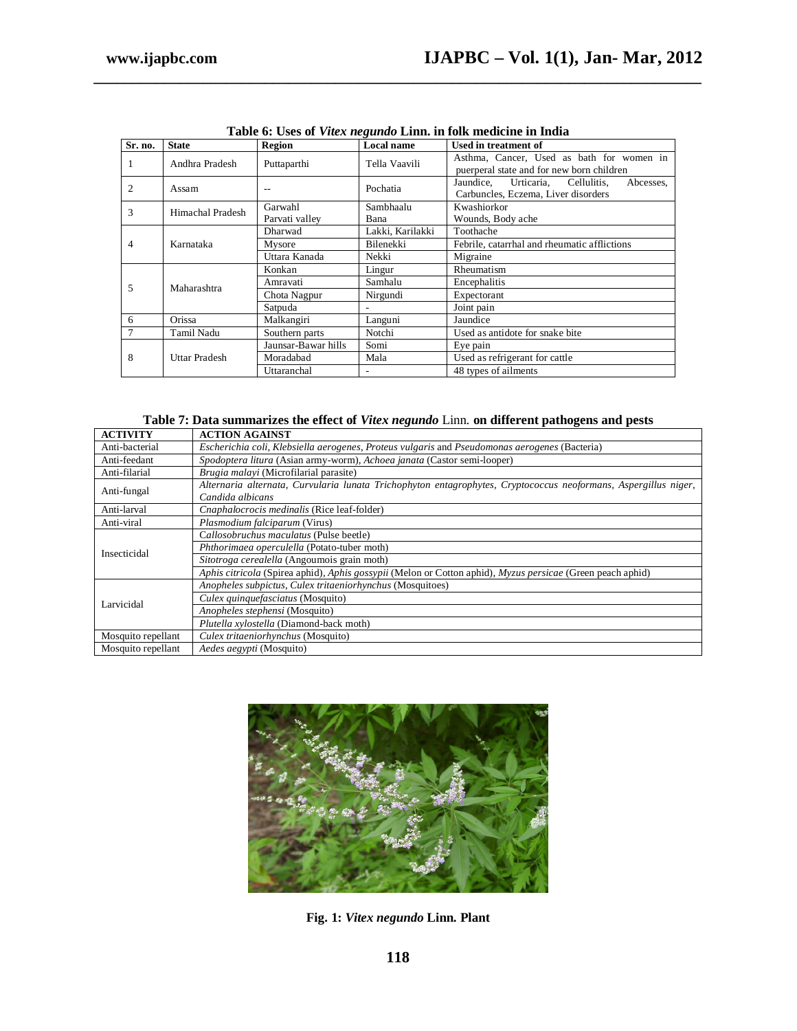**Table 6: Uses of *Vitex negundo* Linn. in folk medicine in India**

| Sr. no. | State | Region | Local name | Used in treatment of |
|---|---|---|---|---|
| 1 | Andhra Pradesh | Puttaparthi | Tella Vaavili | Asthma, Cancer, Used as bath for women in puerperal state and for new born children |
| 2 | Assam | -- | Pochatia | Jaundice, Urticaria, Cellulitis, Abcesses, Carbuncles, Eczema, Liver disorders |
| 3 | Himachal Pradesh | Garwahl | Sambhaalu | Kwashiorkor |
| | | Parvati valley | Bana | Wounds, Body ache |
| 4 | Karnataka | Dharwad | Lakki, Karilakki | Toothache |
| | | Mysore | Bilenekki | Febrile, catarrhal and rheumatic afflictions |
| | | Uttara Kanada | Nekki | Migraine |
| 5 | Maharashtra | Konkan | Lingur | Rheumatism |
| | | Amravati | Samhalu | Encephalitis |
| | | Chota Nagpur | Nirgundi | Expectorant |
| | | Satpuda | - | Joint pain |
| 6 | Orissa | Malkangiri | Languni | Jaundice |
| 7 | Tamil Nadu | Southern parts | Notchi | Used as antidote for snake bite |
| 8 | Uttar Pradesh | Jaunsar-Bawar hills | Somi | Eye pain |
| | | Moradabad | Mala | Used as refrigerant for cattle |
| | | Uttaranchal | - | 48 types of ailments |

**Table 7: Data summarizes the effect of *Vitex negundo* Linn. on different pathogens and pests**

| ACTIVITY | ACTION AGAINST |
|---|---|
| Anti-bacterial | *Escherichia coli*, *Klebsiella aerogenes*, *Proteus vulgaris* and *Pseudomonas aerogenes* (Bacteria) |
| Anti-feedant | *Spodoptera litura* (Asian army-worm), *Achoea janata* (Castor semi-looper) |
| Anti-filarial | *Brugia malayi* (Microfilarial parasite) |
| Anti-fungal | *Alternaria alternata, Curvularia lunata Trichophyton entagrophytes, Cryptococcus neoformans, Aspergillus niger, Candida albicans* |
| Anti-larval | *Cnaphalocrocis medinalis* (Rice leaf-folder) |
| Anti-viral | *Plasmodium falciparum* (Virus) |
| Insecticidal | *Callosobruchus maculatus* (Pulse beetle) |
| | *Phthorimaea operculella* (Potato-tuber moth) |
| | *Sitotroga cerealella* (Angoumois grain moth) |
| | *Aphis citricola* (Spirea aphid), *Aphis gossypii* (Melon or Cotton aphid), *Myzus persicae* (Green peach aphid) |
| Larvicidal | *Anopheles subpictus*, *Culex tritaeniorhynchus* (Mosquitoes) |
| | *Culex quinquefasciatus* (Mosquito) |
| | *Anopheles stephensi* (Mosquito) |
| | *Plutella xylostella* (Diamond-back moth) |
| Mosquito repellant | *Culex tritaeniorhynchus* (Mosquito) |
| Mosquito repellant | *Aedes aegypti* (Mosquito) |

**Fig. 1: *Vitex negundo* Linn. Plant**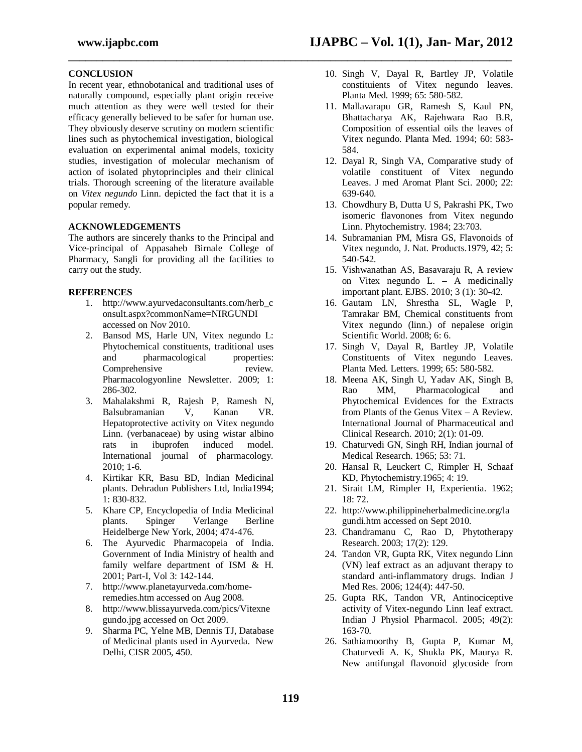## CONCLUSION

In recent year, ethnobotanical and traditional uses of naturally compound, especially plant origin receive much attention as they were well tested for their efficacy generally believed to be safer for human use. They obviously deserve scrutiny on modern scientific lines such as phytochemical investigation, biological evaluation on experimental animal models, toxicity studies, investigation of molecular mechanism of action of isolated phytoprinciples and their clinical trials. Thorough screening of the literature available on *Vitex negundo* Linn. depicted the fact that it is a popular remedy.

## ACKNOWLEDGEMENTS

The authors are sincerely thanks to the Principal and Vice-principal of Appasaheb Birnale College of Pharmacy, Sangli for providing all the facilities to carry out the study.

## REFERENCES

1. http://www.ayurvedaconsultants.com/herb_consult.aspx?commonName=NIRGUNDI accessed on Nov 2010.
2. Bansod MS, Harle UN, Vitex negundo L: Phytochemical constituents, traditional uses and pharmacological properties: Comprehensive review. Pharmacologyonline Newsletter. 2009; 1: 286-302.
3. Mahalakshmi R, Rajesh P, Ramesh N, Balsubramanian V, Kanan VR. Hepatoprotective activity on Vitex negundo Linn. (verbanaceae) by using wistar albino rats in ibuprofen induced model. International journal of pharmacology. 2010; 1-6.
4. Kirtikar KR, Basu BD, Indian Medicinal plants. Dehradun Publishers Ltd, India1994; 1: 830-832.
5. Khare CP, Encyclopedia of India Medicinal plants. Spinger Verlange Berline Heidelberge New York, 2004; 474-476.
6. The Ayurvedic Pharmacopeia of India. Government of India Ministry of health and family welfare department of ISM & H. 2001; Part-I, Vol 3: 142-144.
7. http://www.planetayurveda.com/home-remedies.htm accessed on Aug 2008.
8. http://www.blissayurveda.com/pics/Vitexnegundo.jpg accessed on Oct 2009.
9. Sharma PC, Yelne MB, Dennis TJ, Database of Medicinal plants used in Ayurveda. New Delhi, CISR 2005, 450.
10. Singh V, Dayal R, Bartley JP, Volatile constituients of Vitex negundo leaves. Planta Med. 1999; 65: 580-582.
11. Mallavarapu GR, Ramesh S, Kaul PN, Bhattacharya AK, Rajehwara Rao B.R, Composition of essential oils the leaves of Vitex negundo. Planta Med. 1994; 60: 583-584.
12. Dayal R, Singh VA, Comparative study of volatile constituent of Vitex negundo Leaves. J med Aromat Plant Sci. 2000; 22: 639-640.
13. Chowdhury B, Dutta U S, Pakrashi PK, Two isomeric flavonones from Vitex negundo Linn. Phytochemistry. 1984; 23:703.
14. Subramanian PM, Misra GS, Flavonoids of Vitex negundo, J. Nat. Products.1979, 42; 5: 540-542.
15. Vishwanathan AS, Basavaraju R, A review on Vitex negundo L. – A medicinally important plant. EJBS. 2010; 3 (1): 30-42.
16. Gautam LN, Shrestha SL, Wagle P, Tamrakar BM, Chemical constituents from Vitex negundo (linn.) of nepalese origin Scientific World. 2008; 6: 6.
17. Singh V, Dayal R, Bartley JP, Volatile Constituents of Vitex negundo Leaves. Planta Med. Letters. 1999; 65: 580-582.
18. Meena AK, Singh U, Yadav AK, Singh B, Rao MM, Pharmacological and Phytochemical Evidences for the Extracts from Plants of the Genus Vitex – A Review. International Journal of Pharmaceutical and Clinical Research. 2010; 2(1): 01-09.
19. Chaturvedi GN, Singh RH, Indian journal of Medical Research. 1965; 53: 71.
20. Hansal R, Leuckert C, Rimpler H, Schaaf KD, Phytochemistry.1965; 4: 19.
21. Sirait LM, Rimpler H, Experientia. 1962; 18: 72.
22. http://www.philippineherbalmedicine.org/lagundi.htm accessed on Sept 2010.
23. Chandramanu C, Rao D, Phytotherapy Research. 2003; 17(2): 129.
24. Tandon VR, Gupta RK, Vitex negundo Linn (VN) leaf extract as an adjuvant therapy to standard anti-inflammatory drugs. Indian J Med Res. 2006; 124(4): 447-50.
25. Gupta RK, Tandon VR, Antinociceptive activity of Vitex-negundo Linn leaf extract. Indian J Physiol Pharmacol. 2005; 49(2): 163-70.
26. Sathiamoorthy B, Gupta P, Kumar M, Chaturvedi A. K, Shukla PK, Maurya R. New antifungal flavonoid glycoside from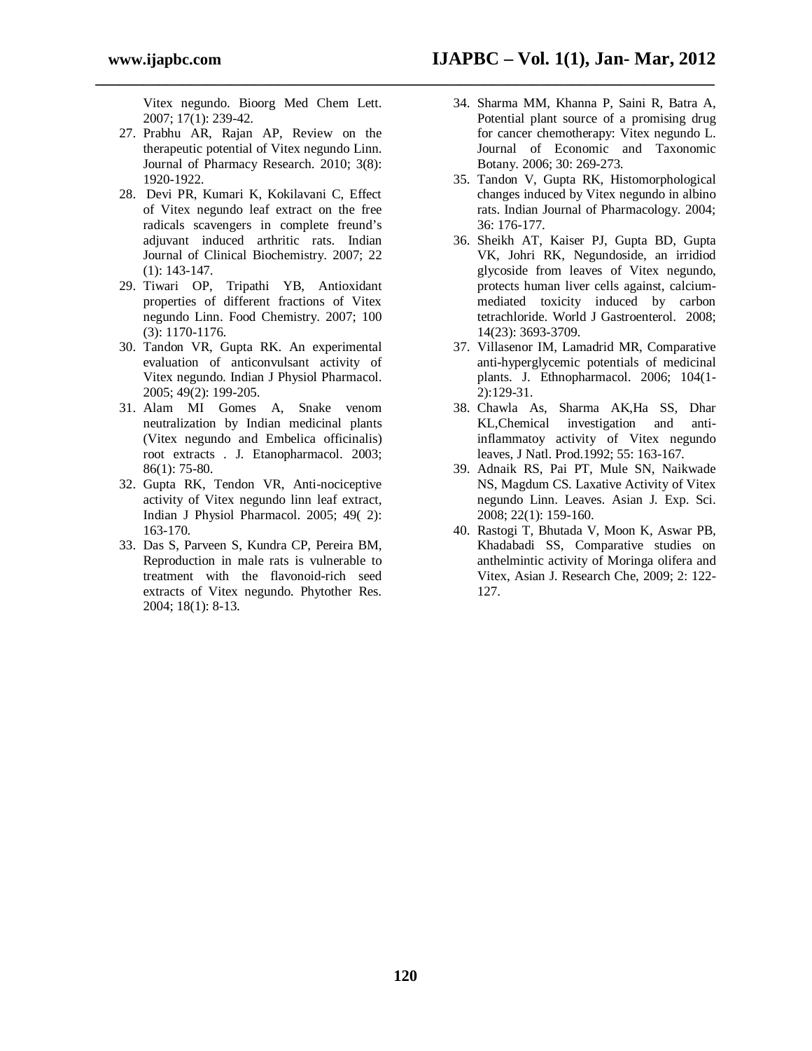Vitex negundo. Bioorg Med Chem Lett. 2007; 17(1): 239-42.

27. Prabhu AR, Rajan AP, Review on the therapeutic potential of Vitex negundo Linn. Journal of Pharmacy Research. 2010; 3(8): 1920-1922.
28. Devi PR, Kumari K, Kokilavani C, Effect of Vitex negundo leaf extract on the free radicals scavengers in complete freund's adjuvant induced arthritic rats. Indian Journal of Clinical Biochemistry. 2007; 22 (1): 143-147.
29. Tiwari OP, Tripathi YB, Antioxidant properties of different fractions of Vitex negundo Linn. Food Chemistry. 2007; 100 (3): 1170-1176.
30. Tandon VR, Gupta RK. An experimental evaluation of anticonvulsant activity of Vitex negundo. Indian J Physiol Pharmacol. 2005; 49(2): 199-205.
31. Alam MI Gomes A, Snake venom neutralization by Indian medicinal plants (Vitex negundo and Embelica officinalis) root extracts . J. Etanopharmacol. 2003; 86(1): 75-80.
32. Gupta RK, Tendon VR, Anti-nociceptive activity of Vitex negundo linn leaf extract, Indian J Physiol Pharmacol. 2005; 49( 2): 163-170.
33. Das S, Parveen S, Kundra CP, Pereira BM, Reproduction in male rats is vulnerable to treatment with the flavonoid-rich seed extracts of Vitex negundo. Phytother Res. 2004; 18(1): 8-13.
34. Sharma MM, Khanna P, Saini R, Batra A, Potential plant source of a promising drug for cancer chemotherapy: Vitex negundo L. Journal of Economic and Taxonomic Botany. 2006; 30: 269-273.
35. Tandon V, Gupta RK, Histomorphological changes induced by Vitex negundo in albino rats. Indian Journal of Pharmacology. 2004; 36: 176-177.
36. Sheikh AT, Kaiser PJ, Gupta BD, Gupta VK, Johri RK, Negundoside, an irridiod glycoside from leaves of Vitex negundo, protects human liver cells against, calcium-mediated toxicity induced by carbon tetrachloride. World J Gastroenterol. 2008; 14(23): 3693-3709.
37. Villasenor IM, Lamadrid MR, Comparative anti-hyperglycemic potentials of medicinal plants. J. Ethnopharmacol. 2006; 104(1-2):129-31.
38. Chawla As, Sharma AK,Ha SS, Dhar KL,Chemical investigation and anti-inflammatoy activity of Vitex negundo leaves, J Natl. Prod.1992; 55: 163-167.
39. Adnaik RS, Pai PT, Mule SN, Naikwade NS, Magdum CS. Laxative Activity of Vitex negundo Linn. Leaves. Asian J. Exp. Sci. 2008; 22(1): 159-160.
40. Rastogi T, Bhutada V, Moon K, Aswar PB, Khadabadi SS, Comparative studies on anthelmintic activity of Moringa olifera and Vitex, Asian J. Research Che, 2009; 2: 122-127.